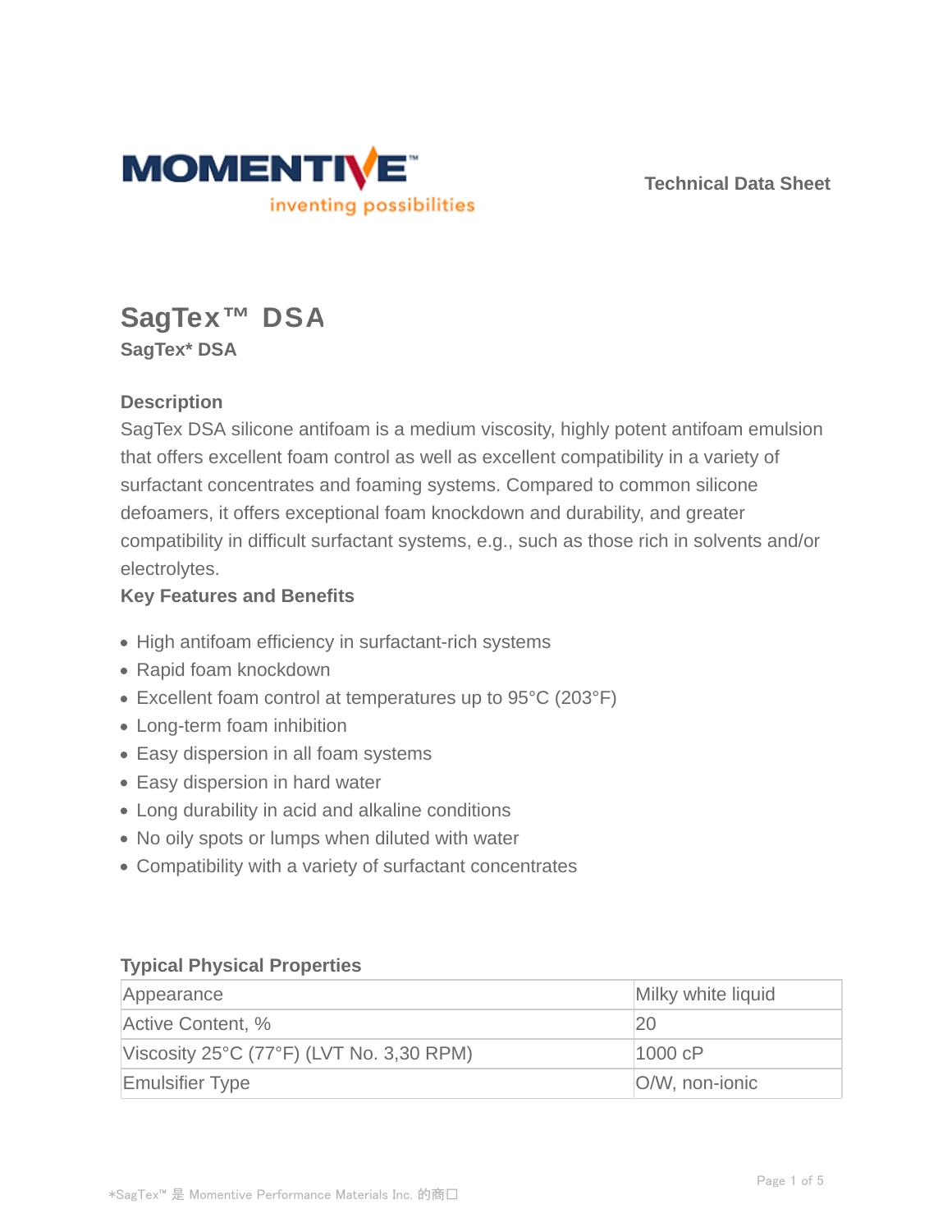MOMENTIVE™

inventing possibilities

Technical Data Sheet

# SagTex™ DSA

**SagTex* DSA**

### Description

SagTex DSA silicone antifoam is a medium viscosity, highly potent antifoam emulsion that offers excellent foam control as well as excellent compatibility in a variety of surfactant concentrates and foaming systems. Compared to common silicone defoamers, it offers exceptional foam knockdown and durability, and greater compatibility in difficult surfactant systems, e.g., such as those rich in solvents and/or electrolytes.

### Key Features and Benefits

- High antifoam efficiency in surfactant-rich systems
- Rapid foam knockdown
- Excellent foam control at temperatures up to 95°C (203°F)
- Long-term foam inhibition
- Easy dispersion in all foam systems
- Easy dispersion in hard water
- Long durability in acid and alkaline conditions
- No oily spots or lumps when diluted with water
- Compatibility with a variety of surfactant concentrates

### Typical Physical Properties

| Property | Value |
|---|---|
| Appearance | Milky white liquid |
| Active Content, % | 20 |
| Viscosity 25°C (77°F) (LVT No. 3,30 RPM) | 1000 cP |
| Emulsifier Type | O/W, non-ionic |

*SagTex™ 是 Momentive Performance Materials Inc. 的商口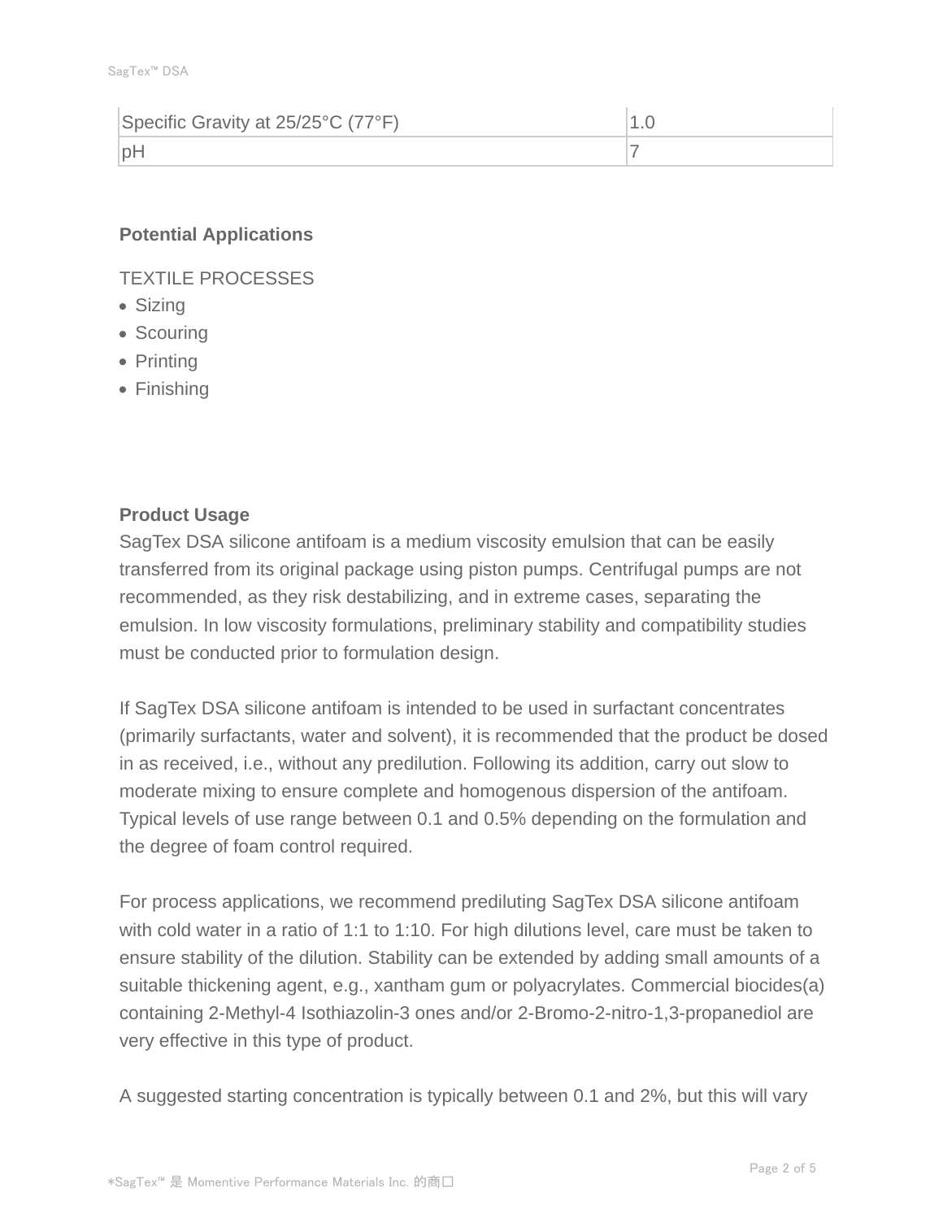| Specific Gravity at 25/25°C (77°F) | 1.0 |
|---|---|
| pH | 7 |

### Potential Applications

TEXTILE PROCESSES

- Sizing
- Scouring
- Printing
- Finishing

### Product Usage

SagTex DSA silicone antifoam is a medium viscosity emulsion that can be easily transferred from its original package using piston pumps. Centrifugal pumps are not recommended, as they risk destabilizing, and in extreme cases, separating the emulsion. In low viscosity formulations, preliminary stability and compatibility studies must be conducted prior to formulation design.

If SagTex DSA silicone antifoam is intended to be used in surfactant concentrates (primarily surfactants, water and solvent), it is recommended that the product be dosed in as received, i.e., without any predilution. Following its addition, carry out slow to moderate mixing to ensure complete and homogenous dispersion of the antifoam. Typical levels of use range between 0.1 and 0.5% depending on the formulation and the degree of foam control required.

For process applications, we recommend prediluting SagTex DSA silicone antifoam with cold water in a ratio of 1:1 to 1:10. For high dilutions level, care must be taken to ensure stability of the dilution. Stability can be extended by adding small amounts of a suitable thickening agent, e.g., xantham gum or polyacrylates. Commercial biocides(a) containing 2-Methyl-4 Isothiazolin-3 ones and/or 2-Bromo-2-nitro-1,3-propanediol are very effective in this type of product.

A suggested starting concentration is typically between 0.1 and 2%, but this will vary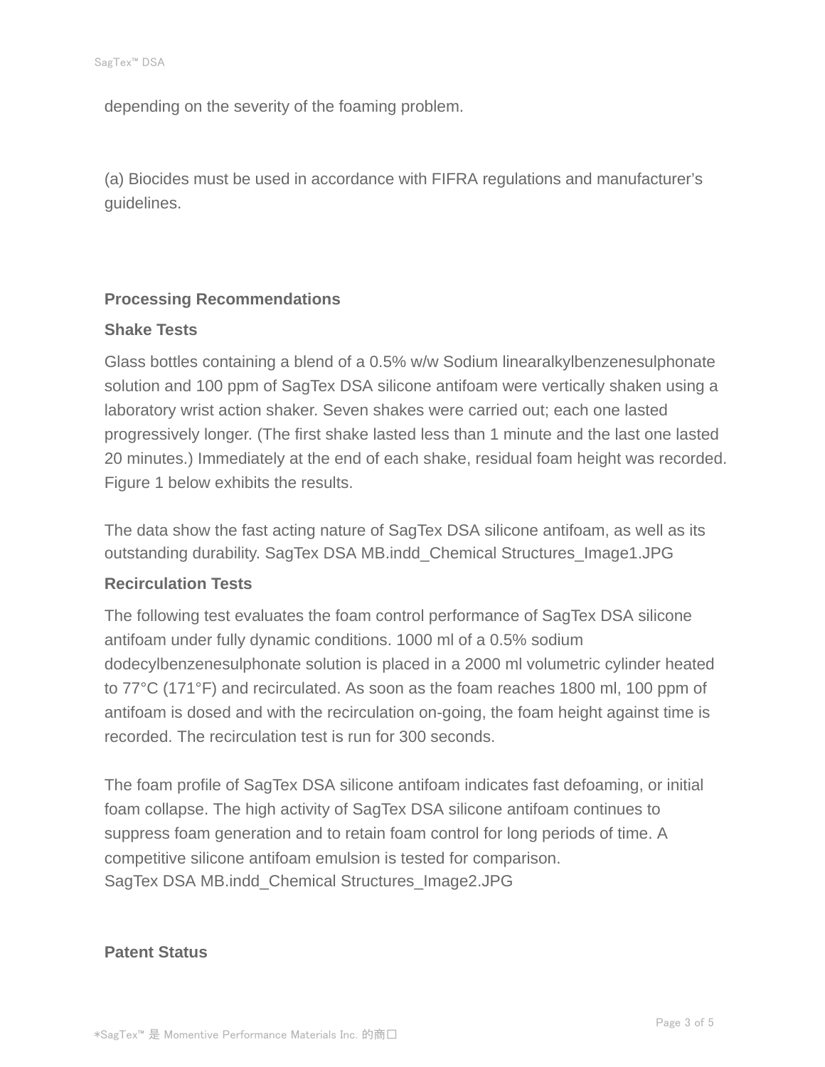depending on the severity of the foaming problem.

(a) Biocides must be used in accordance with FIFRA regulations and manufacturer's guidelines.

## Processing Recommendations

### Shake Tests

Glass bottles containing a blend of a 0.5% w/w Sodium linearalkylbenzenesulphonate solution and 100 ppm of SagTex DSA silicone antifoam were vertically shaken using a laboratory wrist action shaker. Seven shakes were carried out; each one lasted progressively longer. (The first shake lasted less than 1 minute and the last one lasted 20 minutes.) Immediately at the end of each shake, residual foam height was recorded. Figure 1 below exhibits the results.

The data show the fast acting nature of SagTex DSA silicone antifoam, as well as its outstanding durability. SagTex DSA MB.indd_Chemical Structures_Image1.JPG

### Recirculation Tests

The following test evaluates the foam control performance of SagTex DSA silicone antifoam under fully dynamic conditions. 1000 ml of a 0.5% sodium dodecylbenzenesulphonate solution is placed in a 2000 ml volumetric cylinder heated to 77°C (171°F) and recirculated. As soon as the foam reaches 1800 ml, 100 ppm of antifoam is dosed and with the recirculation on-going, the foam height against time is recorded. The recirculation test is run for 300 seconds.

The foam profile of SagTex DSA silicone antifoam indicates fast defoaming, or initial foam collapse. The high activity of SagTex DSA silicone antifoam continues to suppress foam generation and to retain foam control for long periods of time. A competitive silicone antifoam emulsion is tested for comparison.
SagTex DSA MB.indd_Chemical Structures_Image2.JPG

## Patent Status

*SagTex™ 是 Momentive Performance Materials Inc. 的商口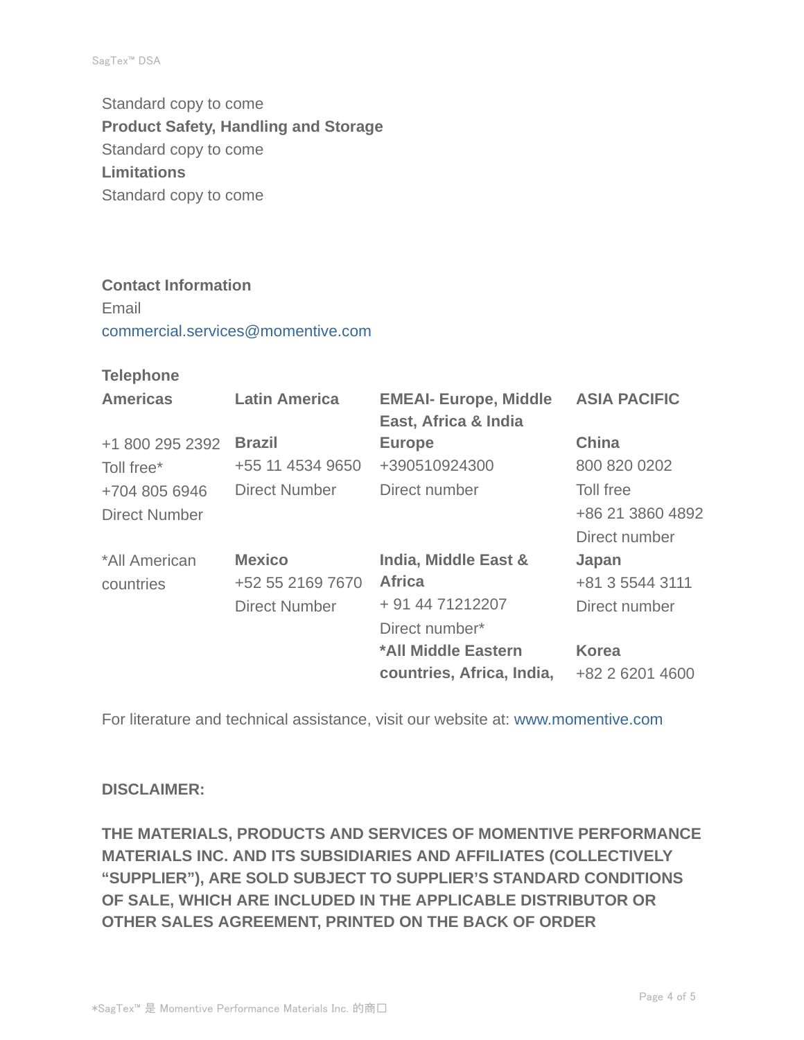Standard copy to come

**Product Safety, Handling and Storage**

Standard copy to come

**Limitations**

Standard copy to come

**Contact Information**

Email

commercial.services@momentive.com

**Telephone**

| **Americas** | **Latin America** | **EMEAI- Europe, Middle East, Africa & India** | **ASIA PACIFIC** |
|---|---|---|---|
| +1 800 295 2392<br>Toll free*<br>+704 805 6946<br>Direct Number | **Brazil**<br>+55 11 4534 9650<br>Direct Number | **Europe**<br>+390510924300<br>Direct number | **China**<br>800 820 0202<br>Toll free<br>+86 21 3860 4892<br>Direct number |
| *All American countries | **Mexico**<br>+52 55 2169 7670<br>Direct Number | **India, Middle East & Africa**<br>+ 91 44 71212207<br>Direct number* | **Japan**<br>+81 3 5544 3111<br>Direct number |
| | | ***All Middle Eastern countries, Africa, India,** | **Korea**<br>+82 2 6201 4600 |

For literature and technical assistance, visit our website at: www.momentive.com

**DISCLAIMER:**

**THE MATERIALS, PRODUCTS AND SERVICES OF MOMENTIVE PERFORMANCE MATERIALS INC. AND ITS SUBSIDIARIES AND AFFILIATES (COLLECTIVELY "SUPPLIER"), ARE SOLD SUBJECT TO SUPPLIER'S STANDARD CONDITIONS OF SALE, WHICH ARE INCLUDED IN THE APPLICABLE DISTRIBUTOR OR OTHER SALES AGREEMENT, PRINTED ON THE BACK OF ORDER**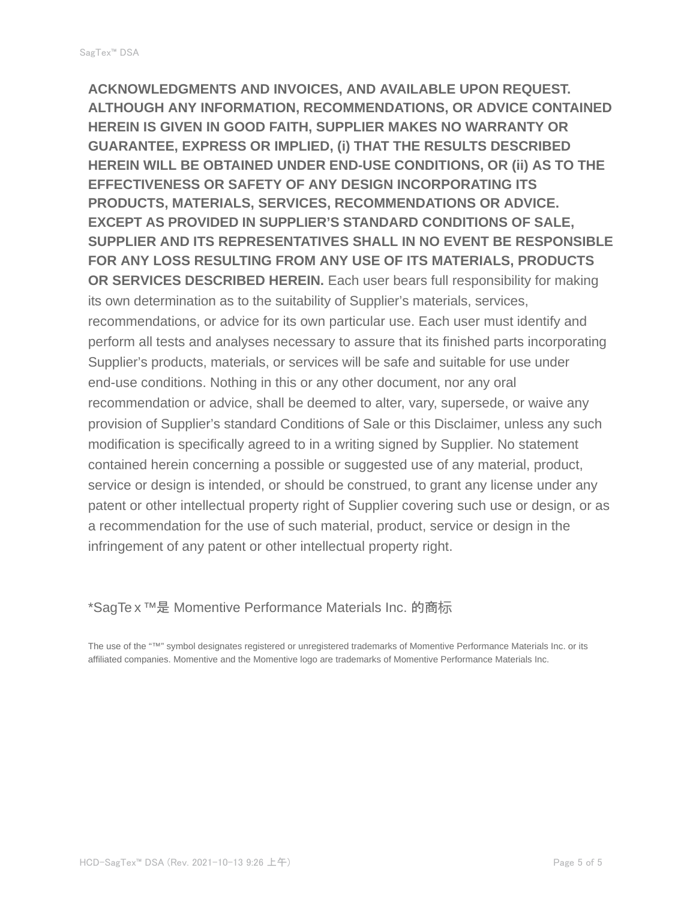**ACKNOWLEDGMENTS AND INVOICES, AND AVAILABLE UPON REQUEST. ALTHOUGH ANY INFORMATION, RECOMMENDATIONS, OR ADVICE CONTAINED HEREIN IS GIVEN IN GOOD FAITH, SUPPLIER MAKES NO WARRANTY OR GUARANTEE, EXPRESS OR IMPLIED, (i) THAT THE RESULTS DESCRIBED HEREIN WILL BE OBTAINED UNDER END-USE CONDITIONS, OR (ii) AS TO THE EFFECTIVENESS OR SAFETY OF ANY DESIGN INCORPORATING ITS PRODUCTS, MATERIALS, SERVICES, RECOMMENDATIONS OR ADVICE. EXCEPT AS PROVIDED IN SUPPLIER'S STANDARD CONDITIONS OF SALE, SUPPLIER AND ITS REPRESENTATIVES SHALL IN NO EVENT BE RESPONSIBLE FOR ANY LOSS RESULTING FROM ANY USE OF ITS MATERIALS, PRODUCTS OR SERVICES DESCRIBED HEREIN.** Each user bears full responsibility for making its own determination as to the suitability of Supplier's materials, services, recommendations, or advice for its own particular use. Each user must identify and perform all tests and analyses necessary to assure that its finished parts incorporating Supplier's products, materials, or services will be safe and suitable for use under end-use conditions. Nothing in this or any other document, nor any oral recommendation or advice, shall be deemed to alter, vary, supersede, or waive any provision of Supplier's standard Conditions of Sale or this Disclaimer, unless any such modification is specifically agreed to in a writing signed by Supplier. No statement contained herein concerning a possible or suggested use of any material, product, service or design is intended, or should be construed, to grant any license under any patent or other intellectual property right of Supplier covering such use or design, or as a recommendation for the use of such material, product, service or design in the infringement of any patent or other intellectual property right.

*SagTeｘ™是 Momentive Performance Materials Inc. 的商标

The use of the "™" symbol designates registered or unregistered trademarks of Momentive Performance Materials Inc. or its affiliated companies. Momentive and the Momentive logo are trademarks of Momentive Performance Materials Inc.